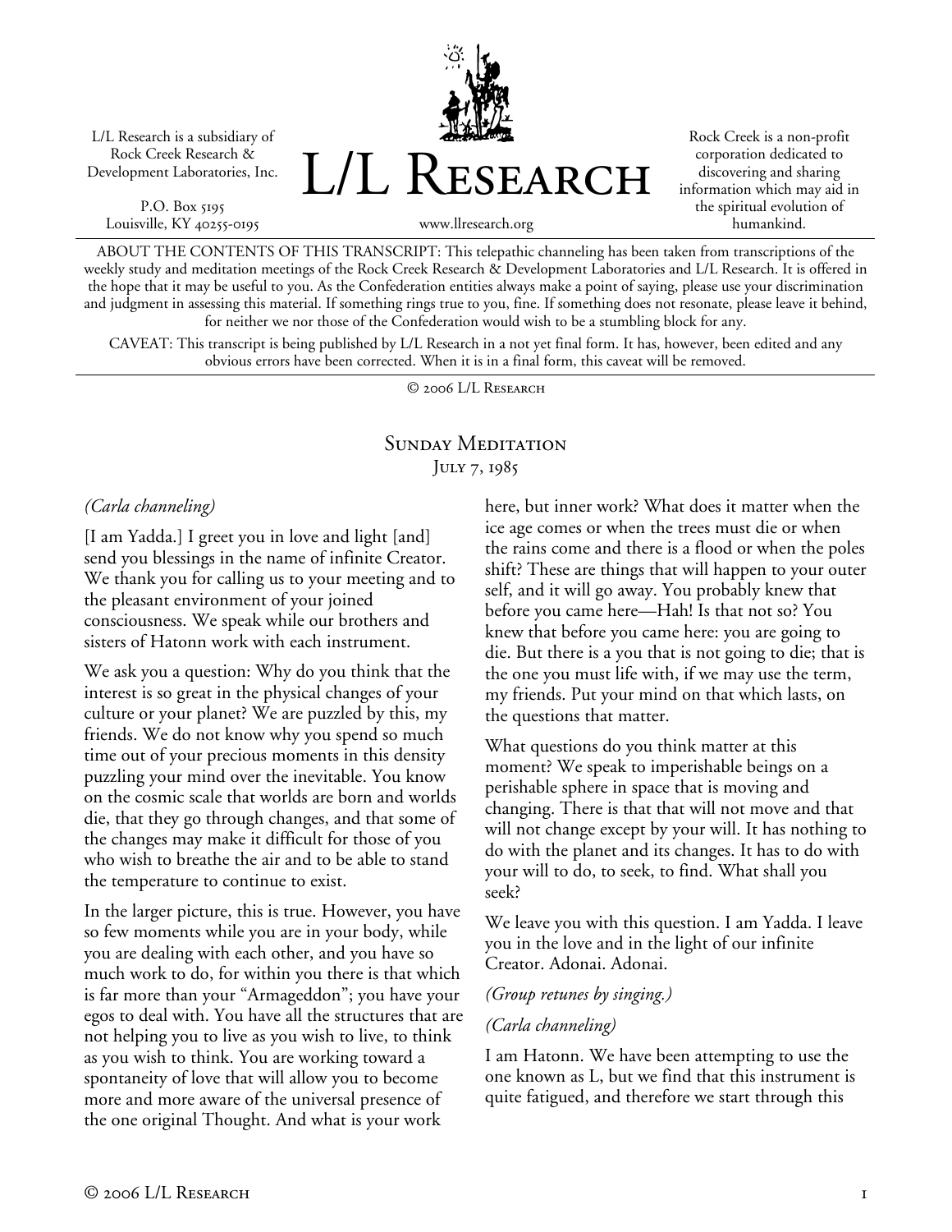L/L Research is a subsidiary of Rock Creek Research & Development Laboratories, Inc.

P.O. Box 5195
Louisville, KY 40255-0195

# L/L Research

www.llresearch.org

Rock Creek is a non-profit corporation dedicated to discovering and sharing information which may aid in the spiritual evolution of humankind.

ABOUT THE CONTENTS OF THIS TRANSCRIPT: This telepathic channeling has been taken from transcriptions of the weekly study and meditation meetings of the Rock Creek Research & Development Laboratories and L/L Research. It is offered in the hope that it may be useful to you. As the Confederation entities always make a point of saying, please use your discrimination and judgment in assessing this material. If something rings true to you, fine. If something does not resonate, please leave it behind, for neither we nor those of the Confederation would wish to be a stumbling block for any.

CAVEAT: This transcript is being published by L/L Research in a not yet final form. It has, however, been edited and any obvious errors have been corrected. When it is in a final form, this caveat will be removed.

© 2006 L/L Research

## Sunday Meditation

July 7, 1985

*(Carla channeling)*

[I am Yadda.] I greet you in love and light [and] send you blessings in the name of infinite Creator. We thank you for calling us to your meeting and to the pleasant environment of your joined consciousness. We speak while our brothers and sisters of Hatonn work with each instrument.

We ask you a question: Why do you think that the interest is so great in the physical changes of your culture or your planet? We are puzzled by this, my friends. We do not know why you spend so much time out of your precious moments in this density puzzling your mind over the inevitable. You know on the cosmic scale that worlds are born and worlds die, that they go through changes, and that some of the changes may make it difficult for those of you who wish to breathe the air and to be able to stand the temperature to continue to exist.

In the larger picture, this is true. However, you have so few moments while you are in your body, while you are dealing with each other, and you have so much work to do, for within you there is that which is far more than your "Armageddon"; you have your egos to deal with. You have all the structures that are not helping you to live as you wish to live, to think as you wish to think. You are working toward a spontaneity of love that will allow you to become more and more aware of the universal presence of the one original Thought. And what is your work here, but inner work? What does it matter when the ice age comes or when the trees must die or when the rains come and there is a flood or when the poles shift? These are things that will happen to your outer self, and it will go away. You probably knew that before you came here—Hah! Is that not so? You knew that before you came here: you are going to die. But there is a you that is not going to die; that is the one you must life with, if we may use the term, my friends. Put your mind on that which lasts, on the questions that matter.

What questions do you think matter at this moment? We speak to imperishable beings on a perishable sphere in space that is moving and changing. There is that that will not move and that will not change except by your will. It has nothing to do with the planet and its changes. It has to do with your will to do, to seek, to find. What shall you seek?

We leave you with this question. I am Yadda. I leave you in the love and in the light of our infinite Creator. Adonai. Adonai.

*(Group retunes by singing.)*

*(Carla channeling)*

I am Hatonn. We have been attempting to use the one known as L, but we find that this instrument is quite fatigued, and therefore we start through this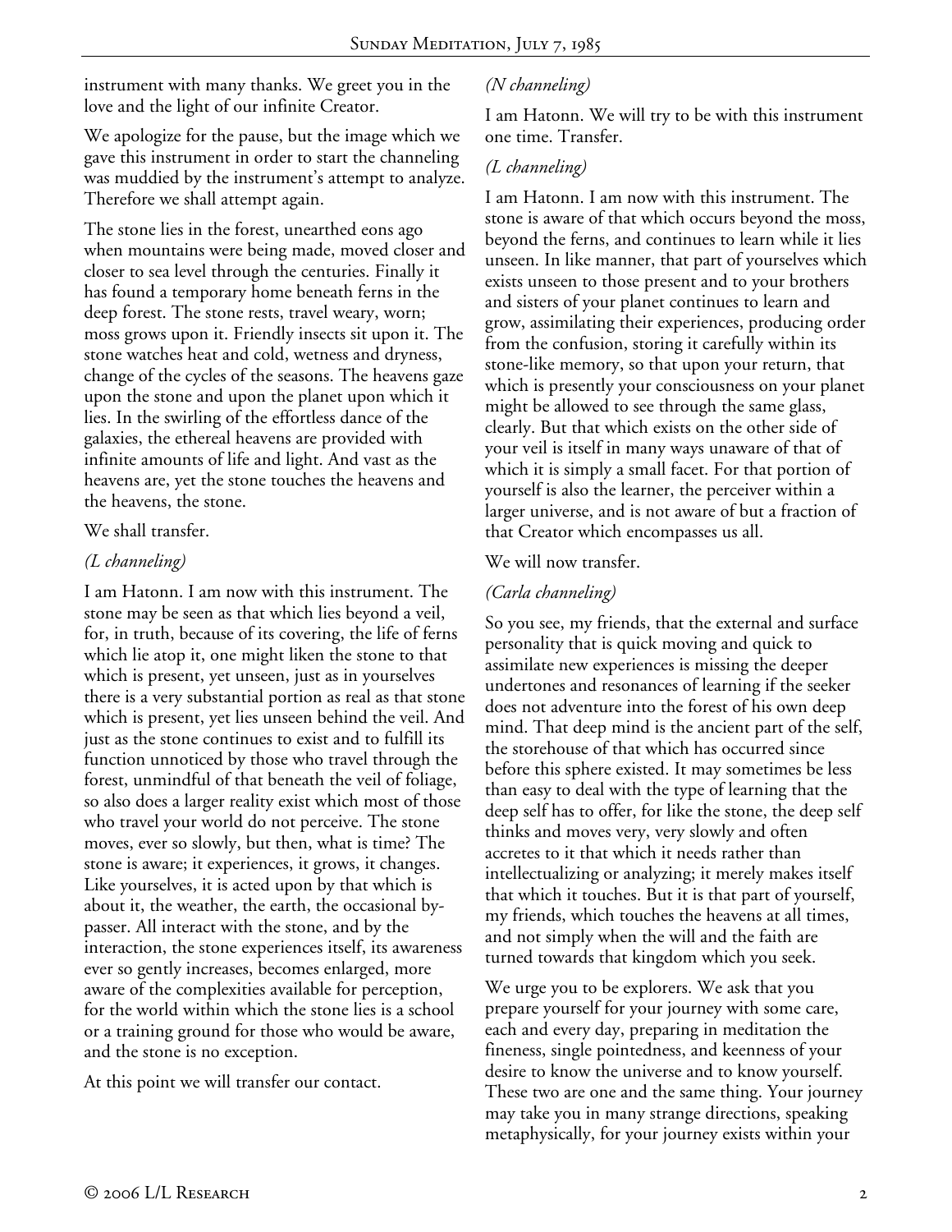instrument with many thanks. We greet you in the love and the light of our infinite Creator.

We apologize for the pause, but the image which we gave this instrument in order to start the channeling was muddied by the instrument's attempt to analyze. Therefore we shall attempt again.

The stone lies in the forest, unearthed eons ago when mountains were being made, moved closer and closer to sea level through the centuries. Finally it has found a temporary home beneath ferns in the deep forest. The stone rests, travel weary, worn; moss grows upon it. Friendly insects sit upon it. The stone watches heat and cold, wetness and dryness, change of the cycles of the seasons. The heavens gaze upon the stone and upon the planet upon which it lies. In the swirling of the effortless dance of the galaxies, the ethereal heavens are provided with infinite amounts of life and light. And vast as the heavens are, yet the stone touches the heavens and the heavens, the stone.

We shall transfer.

*(L channeling)*

I am Hatonn. I am now with this instrument. The stone may be seen as that which lies beyond a veil, for, in truth, because of its covering, the life of ferns which lie atop it, one might liken the stone to that which is present, yet unseen, just as in yourselves there is a very substantial portion as real as that stone which is present, yet lies unseen behind the veil. And just as the stone continues to exist and to fulfill its function unnoticed by those who travel through the forest, unmindful of that beneath the veil of foliage, so also does a larger reality exist which most of those who travel your world do not perceive. The stone moves, ever so slowly, but then, what is time? The stone is aware; it experiences, it grows, it changes. Like yourselves, it is acted upon by that which is about it, the weather, the earth, the occasional by-passer. All interact with the stone, and by the interaction, the stone experiences itself, its awareness ever so gently increases, becomes enlarged, more aware of the complexities available for perception, for the world within which the stone lies is a school or a training ground for those who would be aware, and the stone is no exception.

At this point we will transfer our contact.

*(N channeling)*

I am Hatonn. We will try to be with this instrument one time. Transfer.

*(L channeling)*

I am Hatonn. I am now with this instrument. The stone is aware of that which occurs beyond the moss, beyond the ferns, and continues to learn while it lies unseen. In like manner, that part of yourselves which exists unseen to those present and to your brothers and sisters of your planet continues to learn and grow, assimilating their experiences, producing order from the confusion, storing it carefully within its stone-like memory, so that upon your return, that which is presently your consciousness on your planet might be allowed to see through the same glass, clearly. But that which exists on the other side of your veil is itself in many ways unaware of that of which it is simply a small facet. For that portion of yourself is also the learner, the perceiver within a larger universe, and is not aware of but a fraction of that Creator which encompasses us all.

We will now transfer.

*(Carla channeling)*

So you see, my friends, that the external and surface personality that is quick moving and quick to assimilate new experiences is missing the deeper undertones and resonances of learning if the seeker does not adventure into the forest of his own deep mind. That deep mind is the ancient part of the self, the storehouse of that which has occurred since before this sphere existed. It may sometimes be less than easy to deal with the type of learning that the deep self has to offer, for like the stone, the deep self thinks and moves very, very slowly and often accretes to it that which it needs rather than intellectualizing or analyzing; it merely makes itself that which it touches. But it is that part of yourself, my friends, which touches the heavens at all times, and not simply when the will and the faith are turned towards that kingdom which you seek.

We urge you to be explorers. We ask that you prepare yourself for your journey with some care, each and every day, preparing in meditation the fineness, single pointedness, and keenness of your desire to know the universe and to know yourself. These two are one and the same thing. Your journey may take you in many strange directions, speaking metaphysically, for your journey exists within your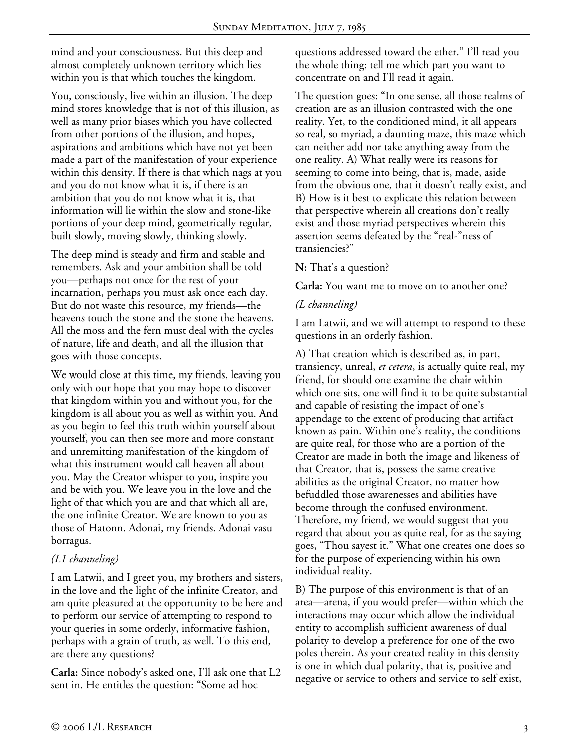mind and your consciousness. But this deep and almost completely unknown territory which lies within you is that which touches the kingdom.

You, consciously, live within an illusion. The deep mind stores knowledge that is not of this illusion, as well as many prior biases which you have collected from other portions of the illusion, and hopes, aspirations and ambitions which have not yet been made a part of the manifestation of your experience within this density. If there is that which nags at you and you do not know what it is, if there is an ambition that you do not know what it is, that information will lie within the slow and stone-like portions of your deep mind, geometrically regular, built slowly, moving slowly, thinking slowly.

The deep mind is steady and firm and stable and remembers. Ask and your ambition shall be told you—perhaps not once for the rest of your incarnation, perhaps you must ask once each day. But do not waste this resource, my friends—the heavens touch the stone and the stone the heavens. All the moss and the fern must deal with the cycles of nature, life and death, and all the illusion that goes with those concepts.

We would close at this time, my friends, leaving you only with our hope that you may hope to discover that kingdom within you and without you, for the kingdom is all about you as well as within you. And as you begin to feel this truth within yourself about yourself, you can then see more and more constant and unremitting manifestation of the kingdom of what this instrument would call heaven all about you. May the Creator whisper to you, inspire you and be with you. We leave you in the love and the light of that which you are and that which all are, the one infinite Creator. We are known to you as those of Hatonn. Adonai, my friends. Adonai vasu borragus.

*(L1 channeling)*

I am Latwii, and I greet you, my brothers and sisters, in the love and the light of the infinite Creator, and am quite pleasured at the opportunity to be here and to perform our service of attempting to respond to your queries in some orderly, informative fashion, perhaps with a grain of truth, as well. To this end, are there any questions?

**Carla:** Since nobody's asked one, I'll ask one that L2 sent in. He entitles the question: "Some ad hoc questions addressed toward the ether." I'll read you the whole thing; tell me which part you want to concentrate on and I'll read it again.

The question goes: "In one sense, all those realms of creation are as an illusion contrasted with the one reality. Yet, to the conditioned mind, it all appears so real, so myriad, a daunting maze, this maze which can neither add nor take anything away from the one reality. A) What really were its reasons for seeming to come into being, that is, made, aside from the obvious one, that it doesn't really exist, and B) How is it best to explicate this relation between that perspective wherein all creations don't really exist and those myriad perspectives wherein this assertion seems defeated by the "real-"ness of transiencies?"

**N:** That's a question?

**Carla:** You want me to move on to another one?

*(L channeling)*

I am Latwii, and we will attempt to respond to these questions in an orderly fashion.

A) That creation which is described as, in part, transiency, unreal, *et cetera*, is actually quite real, my friend, for should one examine the chair within which one sits, one will find it to be quite substantial and capable of resisting the impact of one's appendage to the extent of producing that artifact known as pain. Within one's reality, the conditions are quite real, for those who are a portion of the Creator are made in both the image and likeness of that Creator, that is, possess the same creative abilities as the original Creator, no matter how befuddled those awarenesses and abilities have become through the confused environment. Therefore, my friend, we would suggest that you regard that about you as quite real, for as the saying goes, "Thou sayest it." What one creates one does so for the purpose of experiencing within his own individual reality.

B) The purpose of this environment is that of an area—arena, if you would prefer—within which the interactions may occur which allow the individual entity to accomplish sufficient awareness of dual polarity to develop a preference for one of the two poles therein. As your created reality in this density is one in which dual polarity, that is, positive and negative or service to others and service to self exist,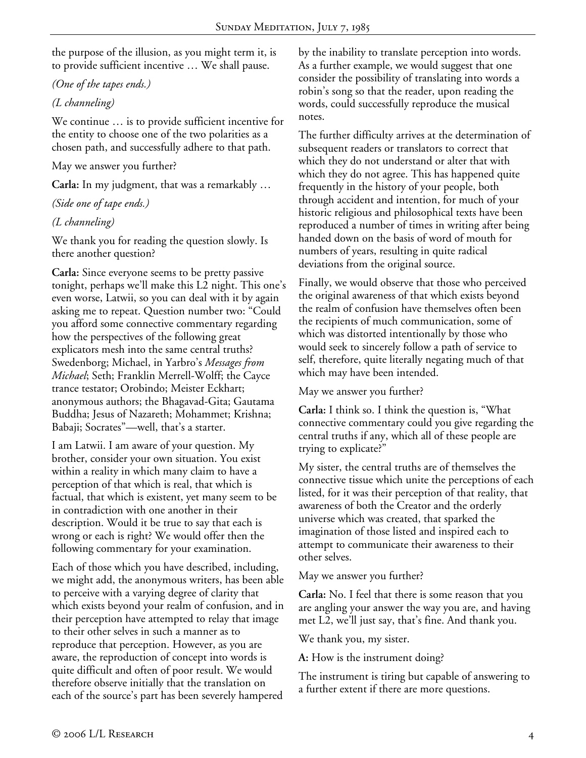the purpose of the illusion, as you might term it, is to provide sufficient incentive … We shall pause.

*(One of the tapes ends.)*

*(L channeling)*

We continue … is to provide sufficient incentive for the entity to choose one of the two polarities as a chosen path, and successfully adhere to that path.

May we answer you further?

**Carla:** In my judgment, that was a remarkably …

*(Side one of tape ends.)*

*(L channeling)*

We thank you for reading the question slowly. Is there another question?

**Carla:** Since everyone seems to be pretty passive tonight, perhaps we'll make this L2 night. This one's even worse, Latwii, so you can deal with it by again asking me to repeat. Question number two: "Could you afford some connective commentary regarding how the perspectives of the following great explicators mesh into the same central truths? Swedenborg; Michael, in Yarbro's *Messages from Michael*; Seth; Franklin Merrell-Wolff; the Cayce trance testator; Orobindo; Meister Eckhart; anonymous authors; the Bhagavad-Gita; Gautama Buddha; Jesus of Nazareth; Mohammet; Krishna; Babaji; Socrates"—well, that's a starter.

I am Latwii. I am aware of your question. My brother, consider your own situation. You exist within a reality in which many claim to have a perception of that which is real, that which is factual, that which is existent, yet many seem to be in contradiction with one another in their description. Would it be true to say that each is wrong or each is right? We would offer then the following commentary for your examination.

Each of those which you have described, including, we might add, the anonymous writers, has been able to perceive with a varying degree of clarity that which exists beyond your realm of confusion, and in their perception have attempted to relay that image to their other selves in such a manner as to reproduce that perception. However, as you are aware, the reproduction of concept into words is quite difficult and often of poor result. We would therefore observe initially that the translation on each of the source's part has been severely hampered by the inability to translate perception into words. As a further example, we would suggest that one consider the possibility of translating into words a robin's song so that the reader, upon reading the words, could successfully reproduce the musical notes.

The further difficulty arrives at the determination of subsequent readers or translators to correct that which they do not understand or alter that with which they do not agree. This has happened quite frequently in the history of your people, both through accident and intention, for much of your historic religious and philosophical texts have been reproduced a number of times in writing after being handed down on the basis of word of mouth for numbers of years, resulting in quite radical deviations from the original source.

Finally, we would observe that those who perceived the original awareness of that which exists beyond the realm of confusion have themselves often been the recipients of much communication, some of which was distorted intentionally by those who would seek to sincerely follow a path of service to self, therefore, quite literally negating much of that which may have been intended.

May we answer you further?

**Carla:** I think so. I think the question is, "What connective commentary could you give regarding the central truths if any, which all of these people are trying to explicate?"

My sister, the central truths are of themselves the connective tissue which unite the perceptions of each listed, for it was their perception of that reality, that awareness of both the Creator and the orderly universe which was created, that sparked the imagination of those listed and inspired each to attempt to communicate their awareness to their other selves.

May we answer you further?

**Carla:** No. I feel that there is some reason that you are angling your answer the way you are, and having met L2, we'll just say, that's fine. And thank you.

We thank you, my sister.

**A:** How is the instrument doing?

The instrument is tiring but capable of answering to a further extent if there are more questions.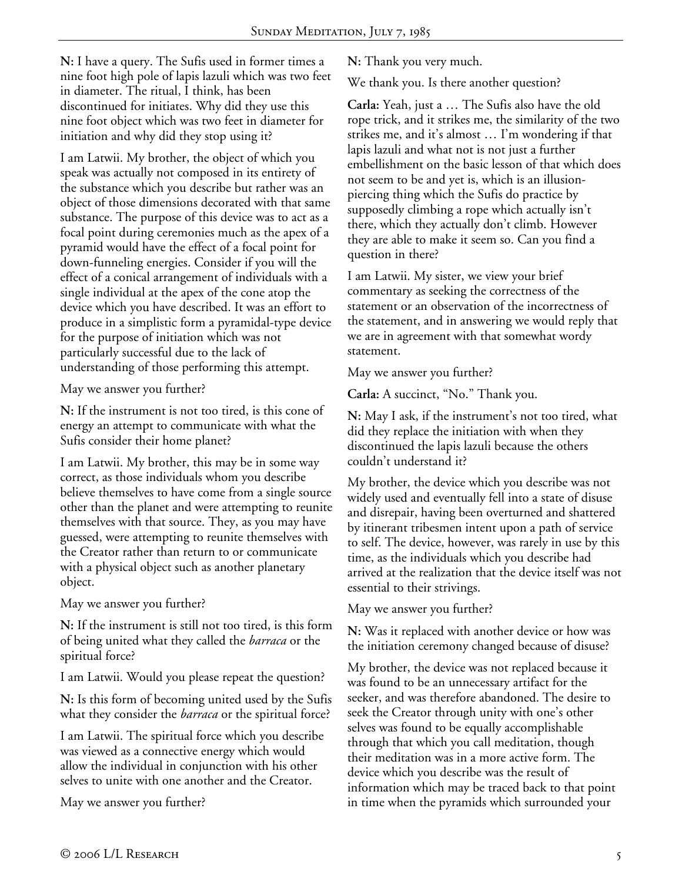**N:** I have a query. The Sufis used in former times a nine foot high pole of lapis lazuli which was two feet in diameter. The ritual, I think, has been discontinued for initiates. Why did they use this nine foot object which was two feet in diameter for initiation and why did they stop using it?

I am Latwii. My brother, the object of which you speak was actually not composed in its entirety of the substance which you describe but rather was an object of those dimensions decorated with that same substance. The purpose of this device was to act as a focal point during ceremonies much as the apex of a pyramid would have the effect of a focal point for down-funneling energies. Consider if you will the effect of a conical arrangement of individuals with a single individual at the apex of the cone atop the device which you have described. It was an effort to produce in a simplistic form a pyramidal-type device for the purpose of initiation which was not particularly successful due to the lack of understanding of those performing this attempt.

May we answer you further?

**N:** If the instrument is not too tired, is this cone of energy an attempt to communicate with what the Sufis consider their home planet?

I am Latwii. My brother, this may be in some way correct, as those individuals whom you describe believe themselves to have come from a single source other than the planet and were attempting to reunite themselves with that source. They, as you may have guessed, were attempting to reunite themselves with the Creator rather than return to or communicate with a physical object such as another planetary object.

May we answer you further?

**N:** If the instrument is still not too tired, is this form of being united what they called the *barraca* or the spiritual force?

I am Latwii. Would you please repeat the question?

**N:** Is this form of becoming united used by the Sufis what they consider the *barraca* or the spiritual force?

I am Latwii. The spiritual force which you describe was viewed as a connective energy which would allow the individual in conjunction with his other selves to unite with one another and the Creator.

May we answer you further?

**N:** Thank you very much.

We thank you. Is there another question?

**Carla:** Yeah, just a … The Sufis also have the old rope trick, and it strikes me, the similarity of the two strikes me, and it's almost … I'm wondering if that lapis lazuli and what not is not just a further embellishment on the basic lesson of that which does not seem to be and yet is, which is an illusion-piercing thing which the Sufis do practice by supposedly climbing a rope which actually isn't there, which they actually don't climb. However they are able to make it seem so. Can you find a question in there?

I am Latwii. My sister, we view your brief commentary as seeking the correctness of the statement or an observation of the incorrectness of the statement, and in answering we would reply that we are in agreement with that somewhat wordy statement.

May we answer you further?

**Carla:** A succinct, "No." Thank you.

**N:** May I ask, if the instrument's not too tired, what did they replace the initiation with when they discontinued the lapis lazuli because the others couldn't understand it?

My brother, the device which you describe was not widely used and eventually fell into a state of disuse and disrepair, having been overturned and shattered by itinerant tribesmen intent upon a path of service to self. The device, however, was rarely in use by this time, as the individuals which you describe had arrived at the realization that the device itself was not essential to their strivings.

May we answer you further?

**N:** Was it replaced with another device or how was the initiation ceremony changed because of disuse?

My brother, the device was not replaced because it was found to be an unnecessary artifact for the seeker, and was therefore abandoned. The desire to seek the Creator through unity with one's other selves was found to be equally accomplishable through that which you call meditation, though their meditation was in a more active form. The device which you describe was the result of information which may be traced back to that point in time when the pyramids which surrounded your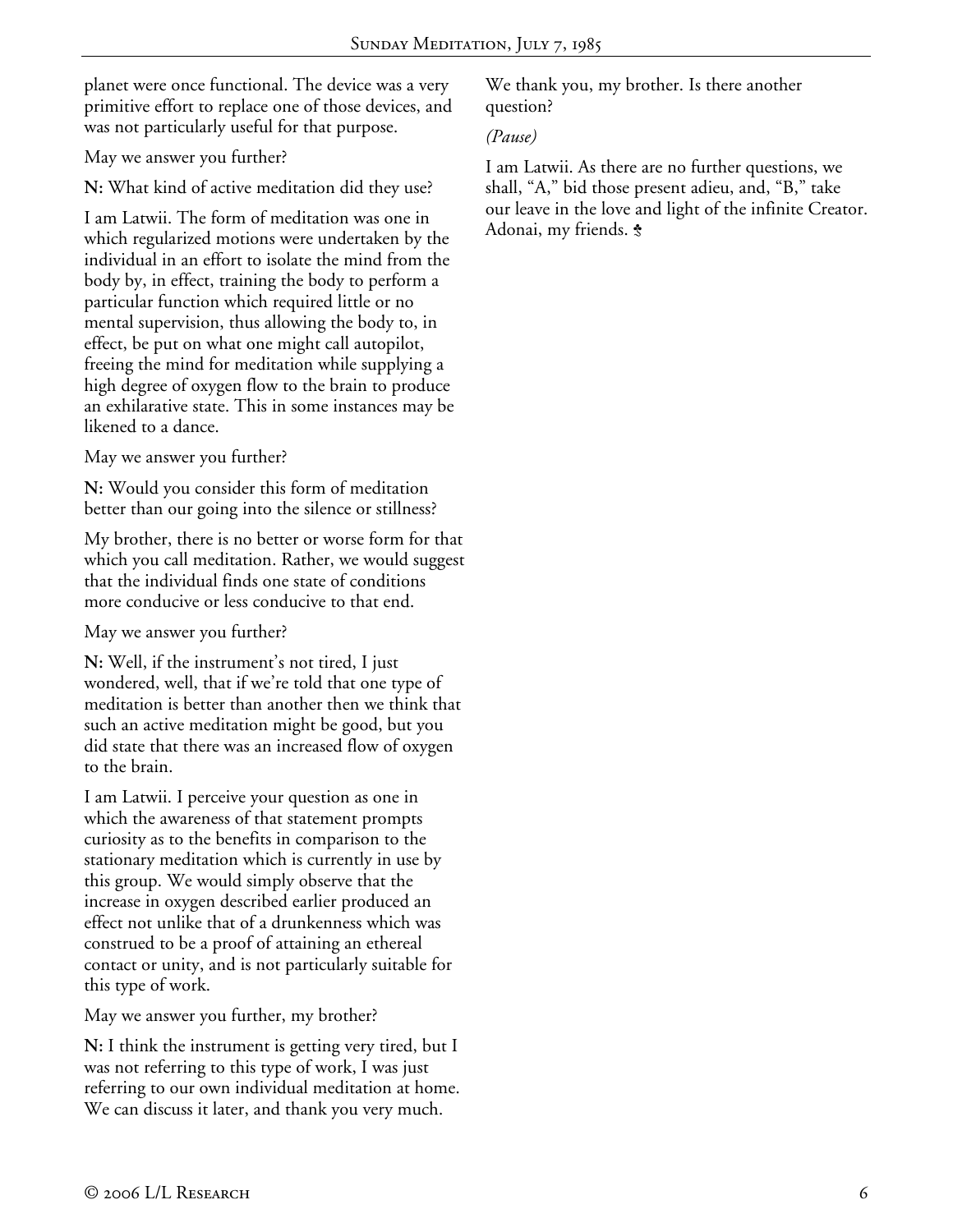planet were once functional. The device was a very primitive effort to replace one of those devices, and was not particularly useful for that purpose.

May we answer you further?

**N:** What kind of active meditation did they use?

I am Latwii. The form of meditation was one in which regularized motions were undertaken by the individual in an effort to isolate the mind from the body by, in effect, training the body to perform a particular function which required little or no mental supervision, thus allowing the body to, in effect, be put on what one might call autopilot, freeing the mind for meditation while supplying a high degree of oxygen flow to the brain to produce an exhilarative state. This in some instances may be likened to a dance.

May we answer you further?

**N:** Would you consider this form of meditation better than our going into the silence or stillness?

My brother, there is no better or worse form for that which you call meditation. Rather, we would suggest that the individual finds one state of conditions more conducive or less conducive to that end.

May we answer you further?

**N:** Well, if the instrument's not tired, I just wondered, well, that if we're told that one type of meditation is better than another then we think that such an active meditation might be good, but you did state that there was an increased flow of oxygen to the brain.

I am Latwii. I perceive your question as one in which the awareness of that statement prompts curiosity as to the benefits in comparison to the stationary meditation which is currently in use by this group. We would simply observe that the increase in oxygen described earlier produced an effect not unlike that of a drunkenness which was construed to be a proof of attaining an ethereal contact or unity, and is not particularly suitable for this type of work.

May we answer you further, my brother?

**N:** I think the instrument is getting very tired, but I was not referring to this type of work, I was just referring to our own individual meditation at home. We can discuss it later, and thank you very much.

We thank you, my brother. Is there another question?

*(Pause)*

I am Latwii. As there are no further questions, we shall, "A," bid those present adieu, and, "B," take our leave in the love and light of the infinite Creator. Adonai, my friends. ♰